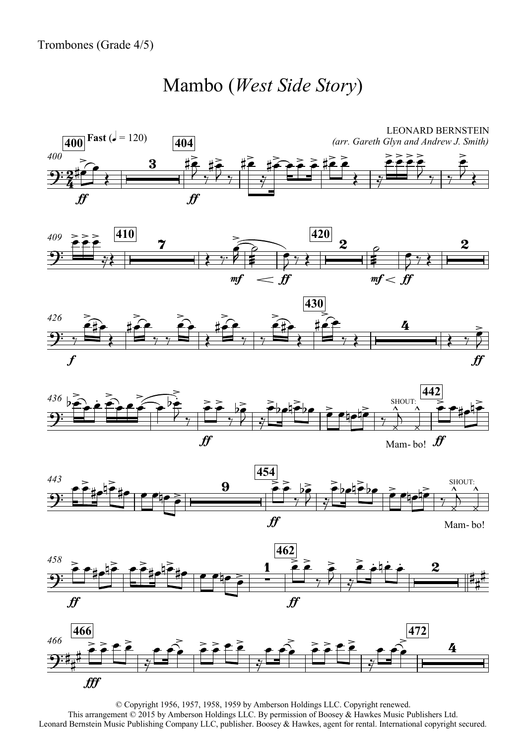Trombones (Grade 4/5)

# Mambo (*West Side Story*)

LEONARD BERNSTEIN
*(arr. Gareth Glyn and Andrew J. Smith)*

© Copyright 1956, 1957, 1958, 1959 by Amberson Holdings LLC. Copyright renewed.
This arrangement © 2015 by Amberson Holdings LLC. By permission of Boosey & Hawkes Music Publishers Ltd.
Leonard Bernstein Music Publishing Company LLC, publisher. Boosey & Hawkes, agent for rental. International copyright secured.